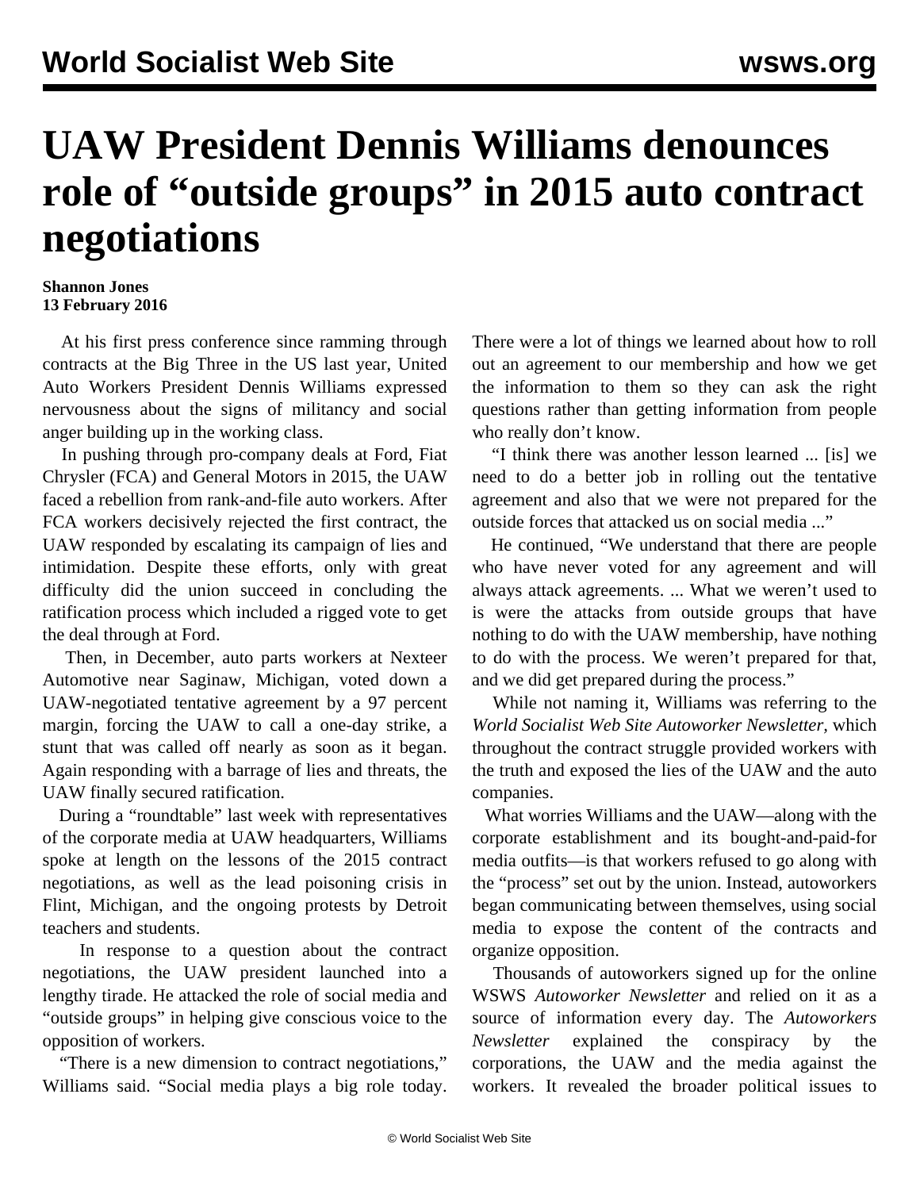# UAW President Dennis Williams denounces role of "outside groups" in 2015 auto contract negotiations

**Shannon Jones**
**13 February 2016**

At his first press conference since ramming through contracts at the Big Three in the US last year, United Auto Workers President Dennis Williams expressed nervousness about the signs of militancy and social anger building up in the working class.

In pushing through pro-company deals at Ford, Fiat Chrysler (FCA) and General Motors in 2015, the UAW faced a rebellion from rank-and-file auto workers. After FCA workers decisively rejected the first contract, the UAW responded by escalating its campaign of lies and intimidation. Despite these efforts, only with great difficulty did the union succeed in concluding the ratification process which included a rigged vote to get the deal through at Ford.

Then, in December, auto parts workers at Nexteer Automotive near Saginaw, Michigan, voted down a UAW-negotiated tentative agreement by a 97 percent margin, forcing the UAW to call a one-day strike, a stunt that was called off nearly as soon as it began. Again responding with a barrage of lies and threats, the UAW finally secured ratification.

During a "roundtable" last week with representatives of the corporate media at UAW headquarters, Williams spoke at length on the lessons of the 2015 contract negotiations, as well as the lead poisoning crisis in Flint, Michigan, and the ongoing protests by Detroit teachers and students.

In response to a question about the contract negotiations, the UAW president launched into a lengthy tirade. He attacked the role of social media and "outside groups" in helping give conscious voice to the opposition of workers.

"There is a new dimension to contract negotiations," Williams said. "Social media plays a big role today. There were a lot of things we learned about how to roll out an agreement to our membership and how we get the information to them so they can ask the right questions rather than getting information from people who really don't know.

"I think there was another lesson learned ... [is] we need to do a better job in rolling out the tentative agreement and also that we were not prepared for the outside forces that attacked us on social media ..."

He continued, "We understand that there are people who have never voted for any agreement and will always attack agreements. ... What we weren't used to is were the attacks from outside groups that have nothing to do with the UAW membership, have nothing to do with the process. We weren't prepared for that, and we did get prepared during the process."

While not naming it, Williams was referring to the *World Socialist Web Site Autoworker Newsletter*, which throughout the contract struggle provided workers with the truth and exposed the lies of the UAW and the auto companies.

What worries Williams and the UAW—along with the corporate establishment and its bought-and-paid-for media outfits—is that workers refused to go along with the "process" set out by the union. Instead, autoworkers began communicating between themselves, using social media to expose the content of the contracts and organize opposition.

Thousands of autoworkers signed up for the online WSWS *Autoworker Newsletter* and relied on it as a source of information every day. The *Autoworkers Newsletter* explained the conspiracy by the corporations, the UAW and the media against the workers. It revealed the broader political issues to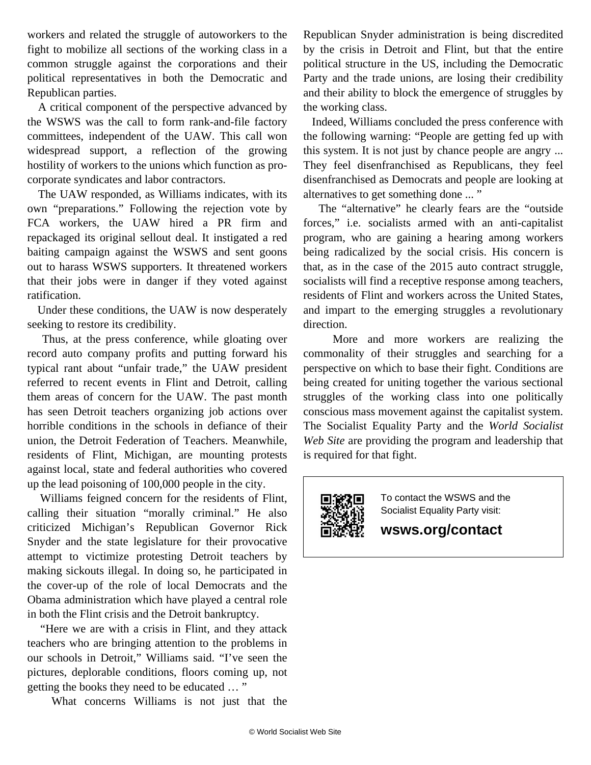workers and related the struggle of autoworkers to the fight to mobilize all sections of the working class in a common struggle against the corporations and their political representatives in both the Democratic and Republican parties.

A critical component of the perspective advanced by the WSWS was the call to form rank-and-file factory committees, independent of the UAW. This call won widespread support, a reflection of the growing hostility of workers to the unions which function as pro-corporate syndicates and labor contractors.

The UAW responded, as Williams indicates, with its own "preparations." Following the rejection vote by FCA workers, the UAW hired a PR firm and repackaged its original sellout deal. It instigated a red baiting campaign against the WSWS and sent goons out to harass WSWS supporters. It threatened workers that their jobs were in danger if they voted against ratification.

Under these conditions, the UAW is now desperately seeking to restore its credibility.

Thus, at the press conference, while gloating over record auto company profits and putting forward his typical rant about "unfair trade," the UAW president referred to recent events in Flint and Detroit, calling them areas of concern for the UAW. The past month has seen Detroit teachers organizing job actions over horrible conditions in the schools in defiance of their union, the Detroit Federation of Teachers. Meanwhile, residents of Flint, Michigan, are mounting protests against local, state and federal authorities who covered up the lead poisoning of 100,000 people in the city.

Williams feigned concern for the residents of Flint, calling their situation "morally criminal." He also criticized Michigan's Republican Governor Rick Snyder and the state legislature for their provocative attempt to victimize protesting Detroit teachers by making sickouts illegal. In doing so, he participated in the cover-up of the role of local Democrats and the Obama administration which have played a central role in both the Flint crisis and the Detroit bankruptcy.

"Here we are with a crisis in Flint, and they attack teachers who are bringing attention to the problems in our schools in Detroit," Williams said. "I've seen the pictures, deplorable conditions, floors coming up, not getting the books they need to be educated … "

What concerns Williams is not just that the Republican Snyder administration is being discredited by the crisis in Detroit and Flint, but that the entire political structure in the US, including the Democratic Party and the trade unions, are losing their credibility and their ability to block the emergence of struggles by the working class.

Indeed, Williams concluded the press conference with the following warning: "People are getting fed up with this system. It is not just by chance people are angry ... They feel disenfranchised as Republicans, they feel disenfranchised as Democrats and people are looking at alternatives to get something done ... "

The "alternative" he clearly fears are the "outside forces," i.e. socialists armed with an anti-capitalist program, who are gaining a hearing among workers being radicalized by the social crisis. His concern is that, as in the case of the 2015 auto contract struggle, socialists will find a receptive response among teachers, residents of Flint and workers across the United States, and impart to the emerging struggles a revolutionary direction.

More and more workers are realizing the commonality of their struggles and searching for a perspective on which to base their fight. Conditions are being created for uniting together the various sectional struggles of the working class into one politically conscious mass movement against the capitalist system. The Socialist Equality Party and the *World Socialist Web Site* are providing the program and leadership that is required for that fight.

To contact the WSWS and the Socialist Equality Party visit:

**wsws.org/contact**